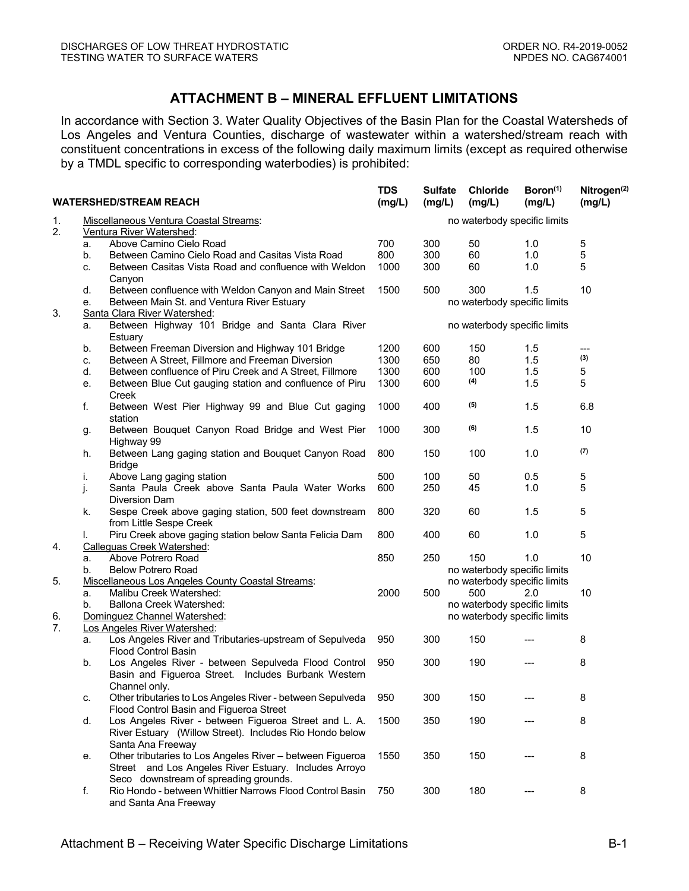## ATTACHMENT B – MINERAL EFFLUENT LIMITATIONS

In accordance with Section 3. Water Quality Objectives of the Basin Plan for the Coastal Watersheds of Los Angeles and Ventura Counties, discharge of wastewater within a watershed/stream reach with constituent concentrations in excess of the following daily maximum limits (except as required otherwise by a TMDL specific to corresponding waterbodies) is prohibited:

| | | WATERSHED/STREAM REACH | TDS (mg/L) | Sulfate (mg/L) | Chloride (mg/L) | Boron[(1)] (mg/L) | Nitrogen[(2)] (mg/L) |
|---|---|---|---|---|---|---|---|
| 1. | | Miscellaneous Ventura Coastal Streams: | | | no waterbody specific limits | | |
| 2. | | Ventura River Watershed: | | | | | |
| | a. | Above Camino Cielo Road | 700 | 300 | 50 | 1.0 | 5 |
| | b. | Between Camino Cielo Road and Casitas Vista Road | 800 | 300 | 60 | 1.0 | 5 |
| | c. | Between Casitas Vista Road and confluence with Weldon Canyon | 1000 | 300 | 60 | 1.0 | 5 |
| | d. | Between confluence with Weldon Canyon and Main Street | 1500 | 500 | 300 | 1.5 | 10 |
| | e. | Between Main St. and Ventura River Estuary | | | no waterbody specific limits | | |
| 3. | | Santa Clara River Watershed: | | | | | |
| | a. | Between Highway 101 Bridge and Santa Clara River Estuary | | | no waterbody specific limits | | |
| | b. | Between Freeman Diversion and Highway 101 Bridge | 1200 | 600 | 150 | 1.5 | --- |
| | c. | Between A Street, Fillmore and Freeman Diversion | 1300 | 650 | 80 | 1.5 | (3) |
| | d. | Between confluence of Piru Creek and A Street, Fillmore | 1300 | 600 | 100 | 1.5 | 5 |
| | e. | Between Blue Cut gauging station and confluence of Piru Creek | 1300 | 600 | (4) | 1.5 | 5 |
| | f. | Between West Pier Highway 99 and Blue Cut gaging station | 1000 | 400 | (5) | 1.5 | 6.8 |
| | g. | Between Bouquet Canyon Road Bridge and West Pier Highway 99 | 1000 | 300 | (6) | 1.5 | 10 |
| | h. | Between Lang gaging station and Bouquet Canyon Road Bridge | 800 | 150 | 100 | 1.0 | (7) |
| | i. | Above Lang gaging station | 500 | 100 | 50 | 0.5 | 5 |
| | j. | Santa Paula Creek above Santa Paula Water Works Diversion Dam | 600 | 250 | 45 | 1.0 | 5 |
| | k. | Sespe Creek above gaging station, 500 feet downstream from Little Sespe Creek | 800 | 320 | 60 | 1.5 | 5 |
| | l. | Piru Creek above gaging station below Santa Felicia Dam | 800 | 400 | 60 | 1.0 | 5 |
| 4. | | Calleguas Creek Watershed: | | | | | |
| | a. | Above Potrero Road | 850 | 250 | 150 | 1.0 | 10 |
| | b. | Below Potrero Road | | | no waterbody specific limits | | |
| 5. | | Miscellaneous Los Angeles County Coastal Streams: | | | no waterbody specific limits | | |
| | a. | Malibu Creek Watershed: | 2000 | 500 | 500 | 2.0 | 10 |
| | b. | Ballona Creek Watershed: | | | no waterbody specific limits | | |
| 6. | | Dominguez Channel Watershed: | | | no waterbody specific limits | | |
| 7. | | Los Angeles River Watershed: | | | | | |
| | a. | Los Angeles River and Tributaries-upstream of Sepulveda Flood Control Basin | 950 | 300 | 150 | --- | 8 |
| | b. | Los Angeles River - between Sepulveda Flood Control Basin and Figueroa Street. Includes Burbank Western Channel only. | 950 | 300 | 190 | --- | 8 |
| | c. | Other tributaries to Los Angeles River - between Sepulveda Flood Control Basin and Figueroa Street | 950 | 300 | 150 | --- | 8 |
| | d. | Los Angeles River - between Figueroa Street and L. A. River Estuary (Willow Street). Includes Rio Hondo below Santa Ana Freeway | 1500 | 350 | 190 | --- | 8 |
| | e. | Other tributaries to Los Angeles River – between Figueroa Street and Los Angeles River Estuary. Includes Arroyo Seco downstream of spreading grounds. | 1550 | 350 | 150 | --- | 8 |
| | f. | Rio Hondo - between Whittier Narrows Flood Control Basin and Santa Ana Freeway | 750 | 300 | 180 | --- | 8 |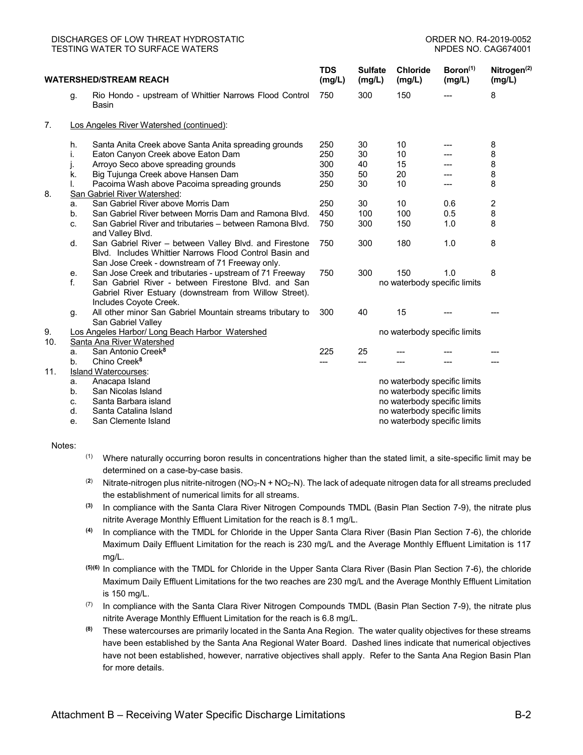| WATERSHED/STREAM REACH | | | TDS (mg/L) | Sulfate (mg/L) | Chloride (mg/L) | Boron[(1)] (mg/L) | Nitrogen[(2)] (mg/L) |
|---|---|---|---|---|---|---|---|
| | g. | Rio Hondo - upstream of Whittier Narrows Flood Control Basin | 750 | 300 | 150 | --- | 8 |
| 7. | | Los Angeles River Watershed (continued): | | | | | |
| | h. | Santa Anita Creek above Santa Anita spreading grounds | 250 | 30 | 10 | --- | 8 |
| | i. | Eaton Canyon Creek above Eaton Dam | 250 | 30 | 10 | --- | 8 |
| | j. | Arroyo Seco above spreading grounds | 300 | 40 | 15 | --- | 8 |
| | k. | Big Tujunga Creek above Hansen Dam | 350 | 50 | 20 | --- | 8 |
| | l. | Pacoima Wash above Pacoima spreading grounds | 250 | 30 | 10 | --- | 8 |
| 8. | | San Gabriel River Watershed: | | | | | |
| | a. | San Gabriel River above Morris Dam | 250 | 30 | 10 | 0.6 | 2 |
| | b. | San Gabriel River between Morris Dam and Ramona Blvd. | 450 | 100 | 100 | 0.5 | 8 |
| | c. | San Gabriel River and tributaries – between Ramona Blvd. and Valley Blvd. | 750 | 300 | 150 | 1.0 | 8 |
| | d. | San Gabriel River – between Valley Blvd. and Firestone Blvd. Includes Whittier Narrows Flood Control Basin and San Jose Creek - downstream of 71 Freeway only. | 750 | 300 | 180 | 1.0 | 8 |
| | e. | San Jose Creek and tributaries - upstream of 71 Freeway | 750 | 300 | 150 | 1.0 | 8 |
| | f. | San Gabriel River - between Firestone Blvd. and San Gabriel River Estuary (downstream from Willow Street). Includes Coyote Creek. | no waterbody specific limits | | | | |
| | g. | All other minor San Gabriel Mountain streams tributary to San Gabriel Valley | 300 | 40 | 15 | --- | --- |
| 9. | | Los Angeles Harbor/ Long Beach Harbor Watershed | no waterbody specific limits | | | | |
| 10. | | Santa Ana River Watershed | | | | | |
| | a. | San Antonio Creek[8] | 225 | 25 | --- | --- | --- |
| | b. | Chino Creek[8] | --- | --- | --- | --- | --- |
| 11. | | Island Watercourses: | | | | | |
| | a. | Anacapa Island | no waterbody specific limits | | | | |
| | b. | San Nicolas Island | no waterbody specific limits | | | | |
| | c. | Santa Barbara island | no waterbody specific limits | | | | |
| | d. | Santa Catalina Island | no waterbody specific limits | | | | |
| | e. | San Clemente Island | no waterbody specific limits | | | | |

Notes:

(1) Where naturally occurring boron results in concentrations higher than the stated limit, a site-specific limit may be determined on a case-by-case basis.

(2) Nitrate-nitrogen plus nitrite-nitrogen ($NO_3$-N + $NO_2$-N). The lack of adequate nitrogen data for all streams precluded the establishment of numerical limits for all streams.

(3) In compliance with the Santa Clara River Nitrogen Compounds TMDL (Basin Plan Section 7-9), the nitrate plus nitrite Average Monthly Effluent Limitation for the reach is 8.1 mg/L.

(4) In compliance with the TMDL for Chloride in the Upper Santa Clara River (Basin Plan Section 7-6), the chloride Maximum Daily Effluent Limitation for the reach is 230 mg/L and the Average Monthly Effluent Limitation is 117 mg/L.

(5)(6) In compliance with the TMDL for Chloride in the Upper Santa Clara River (Basin Plan Section 7-6), the chloride Maximum Daily Effluent Limitations for the two reaches are 230 mg/L and the Average Monthly Effluent Limitation is 150 mg/L.

(7) In compliance with the Santa Clara River Nitrogen Compounds TMDL (Basin Plan Section 7-9), the nitrate plus nitrite Average Monthly Effluent Limitation for the reach is 6.8 mg/L.

(8) These watercourses are primarily located in the Santa Ana Region. The water quality objectives for these streams have been established by the Santa Ana Regional Water Board. Dashed lines indicate that numerical objectives have not been established, however, narrative objectives shall apply. Refer to the Santa Ana Region Basin Plan for more details.